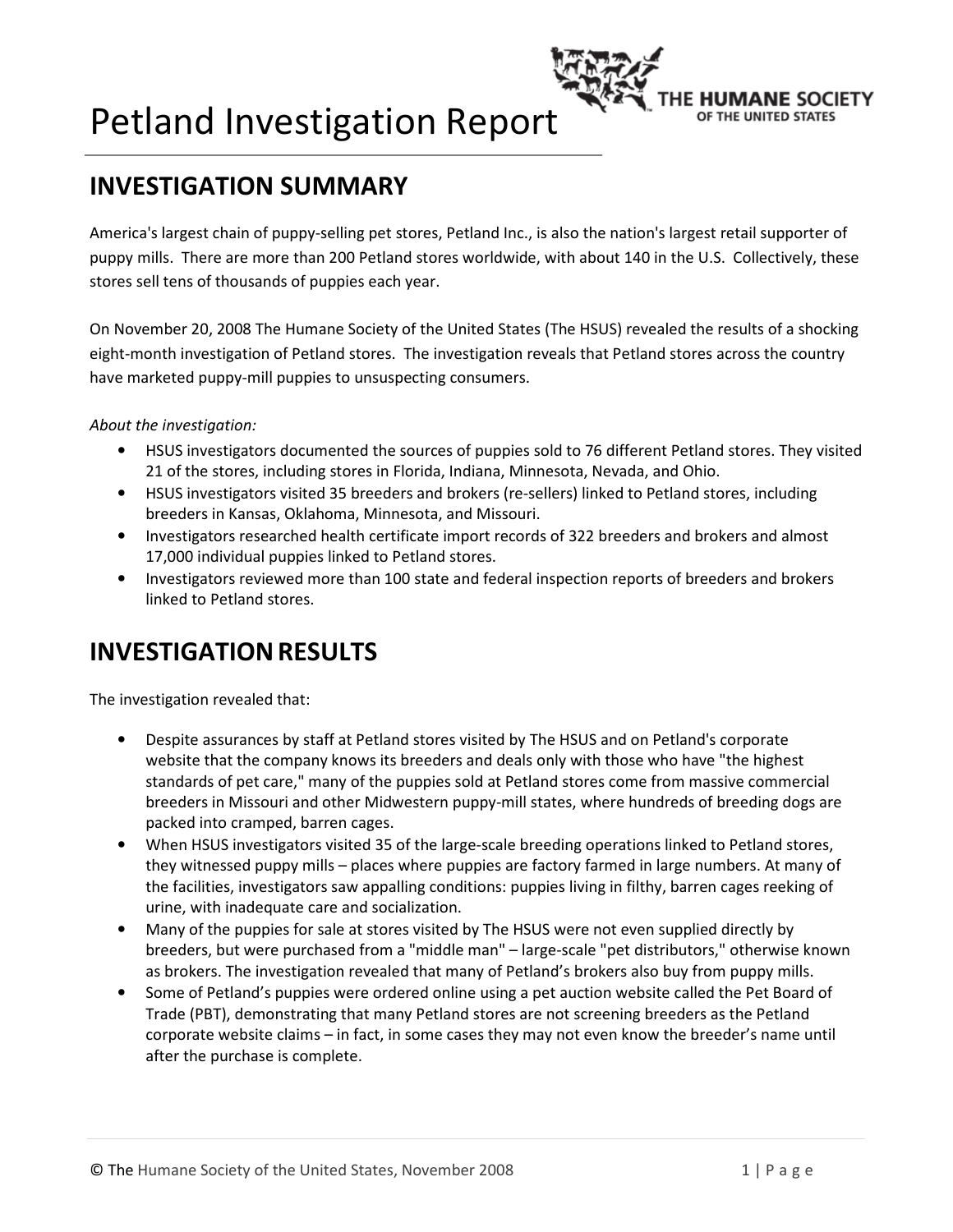# Petland Investigation Report

## INVESTIGATION SUMMARY

America's largest chain of puppy-selling pet stores, Petland Inc., is also the nation's largest retail supporter of puppy mills. There are more than 200 Petland stores worldwide, with about 140 in the U.S. Collectively, these stores sell tens of thousands of puppies each year.

On November 20, 2008 The Humane Society of the United States (The HSUS) revealed the results of a shocking eight-month investigation of Petland stores. The investigation reveals that Petland stores across the country have marketed puppy-mill puppies to unsuspecting consumers.

*About the investigation:*

- HSUS investigators documented the sources of puppies sold to 76 different Petland stores. They visited 21 of the stores, including stores in Florida, Indiana, Minnesota, Nevada, and Ohio.
- HSUS investigators visited 35 breeders and brokers (re-sellers) linked to Petland stores, including breeders in Kansas, Oklahoma, Minnesota, and Missouri.
- Investigators researched health certificate import records of 322 breeders and brokers and almost 17,000 individual puppies linked to Petland stores.
- Investigators reviewed more than 100 state and federal inspection reports of breeders and brokers linked to Petland stores.

## INVESTIGATION RESULTS

The investigation revealed that:

- Despite assurances by staff at Petland stores visited by The HSUS and on Petland's corporate website that the company knows its breeders and deals only with those who have "the highest standards of pet care," many of the puppies sold at Petland stores come from massive commercial breeders in Missouri and other Midwestern puppy-mill states, where hundreds of breeding dogs are packed into cramped, barren cages.
- When HSUS investigators visited 35 of the large-scale breeding operations linked to Petland stores, they witnessed puppy mills – places where puppies are factory farmed in large numbers. At many of the facilities, investigators saw appalling conditions: puppies living in filthy, barren cages reeking of urine, with inadequate care and socialization.
- Many of the puppies for sale at stores visited by The HSUS were not even supplied directly by breeders, but were purchased from a "middle man" – large-scale "pet distributors," otherwise known as brokers. The investigation revealed that many of Petland's brokers also buy from puppy mills.
- Some of Petland's puppies were ordered online using a pet auction website called the Pet Board of Trade (PBT), demonstrating that many Petland stores are not screening breeders as the Petland corporate website claims – in fact, in some cases they may not even know the breeder's name until after the purchase is complete.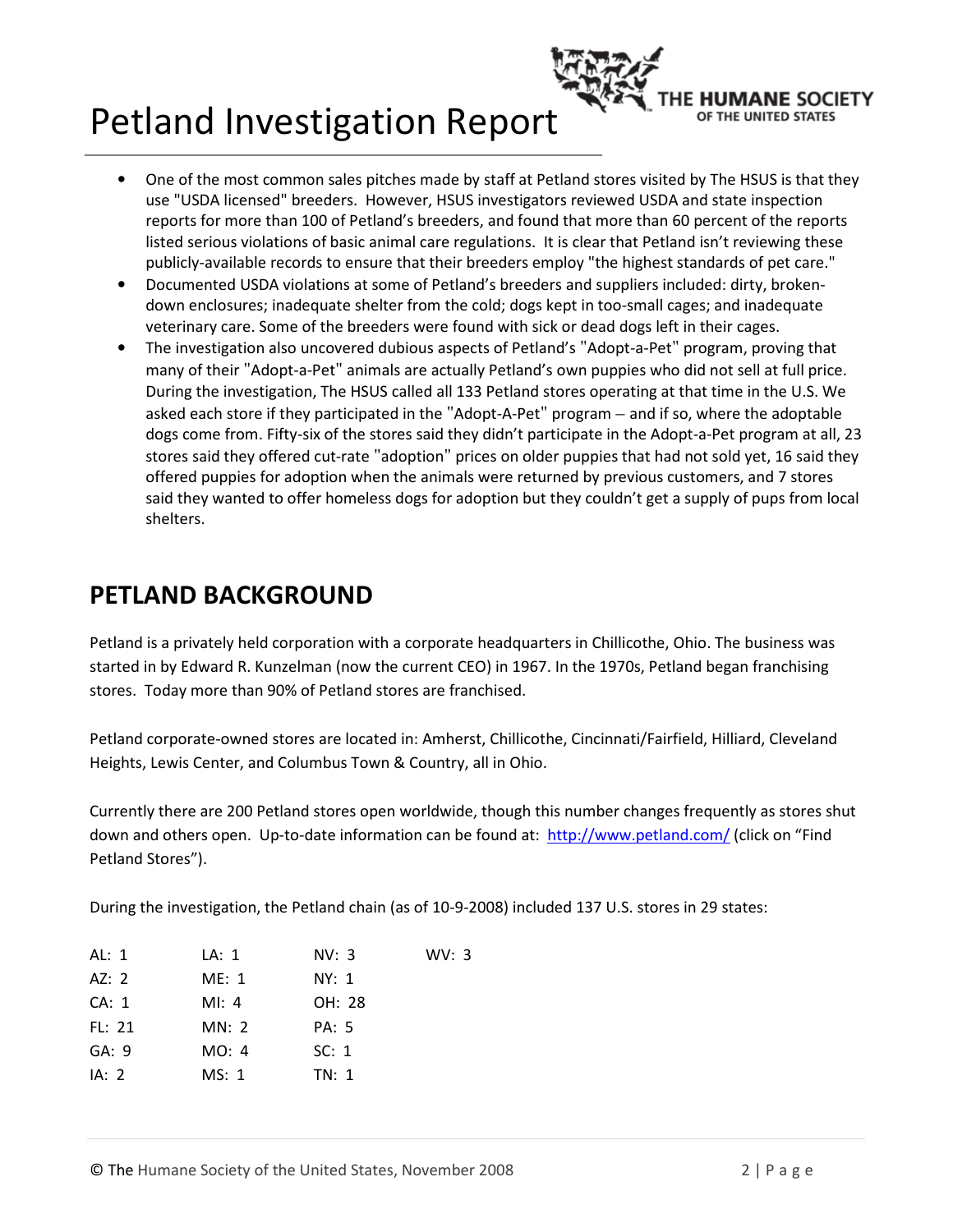- One of the most common sales pitches made by staff at Petland stores visited by The HSUS is that they use "USDA licensed" breeders. However, HSUS investigators reviewed USDA and state inspection reports for more than 100 of Petland's breeders, and found that more than 60 percent of the reports listed serious violations of basic animal care regulations. It is clear that Petland isn't reviewing these publicly-available records to ensure that their breeders employ "the highest standards of pet care."
- Documented USDA violations at some of Petland's breeders and suppliers included: dirty, broken-down enclosures; inadequate shelter from the cold; dogs kept in too-small cages; and inadequate veterinary care. Some of the breeders were found with sick or dead dogs left in their cages.
- The investigation also uncovered dubious aspects of Petland's "Adopt-a-Pet" program, proving that many of their "Adopt-a-Pet" animals are actually Petland's own puppies who did not sell at full price. During the investigation, The HSUS called all 133 Petland stores operating at that time in the U.S. We asked each store if they participated in the "Adopt-A-Pet" program – and if so, where the adoptable dogs come from. Fifty-six of the stores said they didn't participate in the Adopt-a-Pet program at all, 23 stores said they offered cut-rate "adoption" prices on older puppies that had not sold yet, 16 said they offered puppies for adoption when the animals were returned by previous customers, and 7 stores said they wanted to offer homeless dogs for adoption but they couldn't get a supply of pups from local shelters.

## PETLAND BACKGROUND

Petland is a privately held corporation with a corporate headquarters in Chillicothe, Ohio. The business was started in by Edward R. Kunzelman (now the current CEO) in 1967. In the 1970s, Petland began franchising stores. Today more than 90% of Petland stores are franchised.

Petland corporate-owned stores are located in: Amherst, Chillicothe, Cincinnati/Fairfield, Hilliard, Cleveland Heights, Lewis Center, and Columbus Town & Country, all in Ohio.

Currently there are 200 Petland stores open worldwide, though this number changes frequently as stores shut down and others open. Up-to-date information can be found at: http://www.petland.com/ (click on "Find Petland Stores").

During the investigation, the Petland chain (as of 10-9-2008) included 137 U.S. stores in 29 states:

| | | | |
|---|---|---|---|
| AL: 1 | LA: 1 | NV: 3 | WV: 3 |
| AZ: 2 | ME: 1 | NY: 1 | |
| CA: 1 | MI: 4 | OH: 28 | |
| FL: 21 | MN: 2 | PA: 5 | |
| GA: 9 | MO: 4 | SC: 1 | |
| IA: 2 | MS: 1 | TN: 1 | |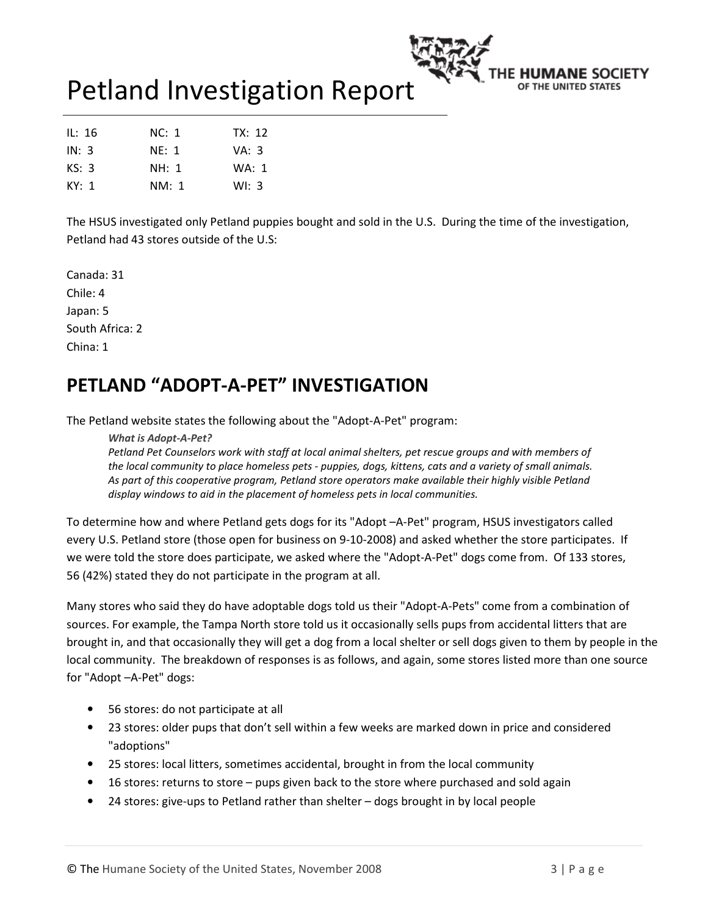# Petland Investigation Report

| | | |
|---|---|---|
| IL: 16 | NC: 1 | TX: 12 |
| IN: 3 | NE: 1 | VA: 3 |
| KS: 3 | NH: 1 | WA: 1 |
| KY: 1 | NM: 1 | WI: 3 |

The HSUS investigated only Petland puppies bought and sold in the U.S. During the time of the investigation, Petland had 43 stores outside of the U.S:

Canada: 31
Chile: 4
Japan: 5
South Africa: 2
China: 1

## PETLAND "ADOPT-A-PET" INVESTIGATION

The Petland website states the following about the "Adopt-A-Pet" program:

> ***What is Adopt-A-Pet?***
> *Petland Pet Counselors work with staff at local animal shelters, pet rescue groups and with members of the local community to place homeless pets - puppies, dogs, kittens, cats and a variety of small animals. As part of this cooperative program, Petland store operators make available their highly visible Petland display windows to aid in the placement of homeless pets in local communities.*

To determine how and where Petland gets dogs for its "Adopt –A-Pet" program, HSUS investigators called every U.S. Petland store (those open for business on 9-10-2008) and asked whether the store participates. If we were told the store does participate, we asked where the "Adopt-A-Pet" dogs come from. Of 133 stores, 56 (42%) stated they do not participate in the program at all.

Many stores who said they do have adoptable dogs told us their "Adopt-A-Pets" come from a combination of sources. For example, the Tampa North store told us it occasionally sells pups from accidental litters that are brought in, and that occasionally they will get a dog from a local shelter or sell dogs given to them by people in the local community. The breakdown of responses is as follows, and again, some stores listed more than one source for "Adopt –A-Pet" dogs:

- 56 stores: do not participate at all
- 23 stores: older pups that don't sell within a few weeks are marked down in price and considered "adoptions"
- 25 stores: local litters, sometimes accidental, brought in from the local community
- 16 stores: returns to store – pups given back to the store where purchased and sold again
- 24 stores: give-ups to Petland rather than shelter – dogs brought in by local people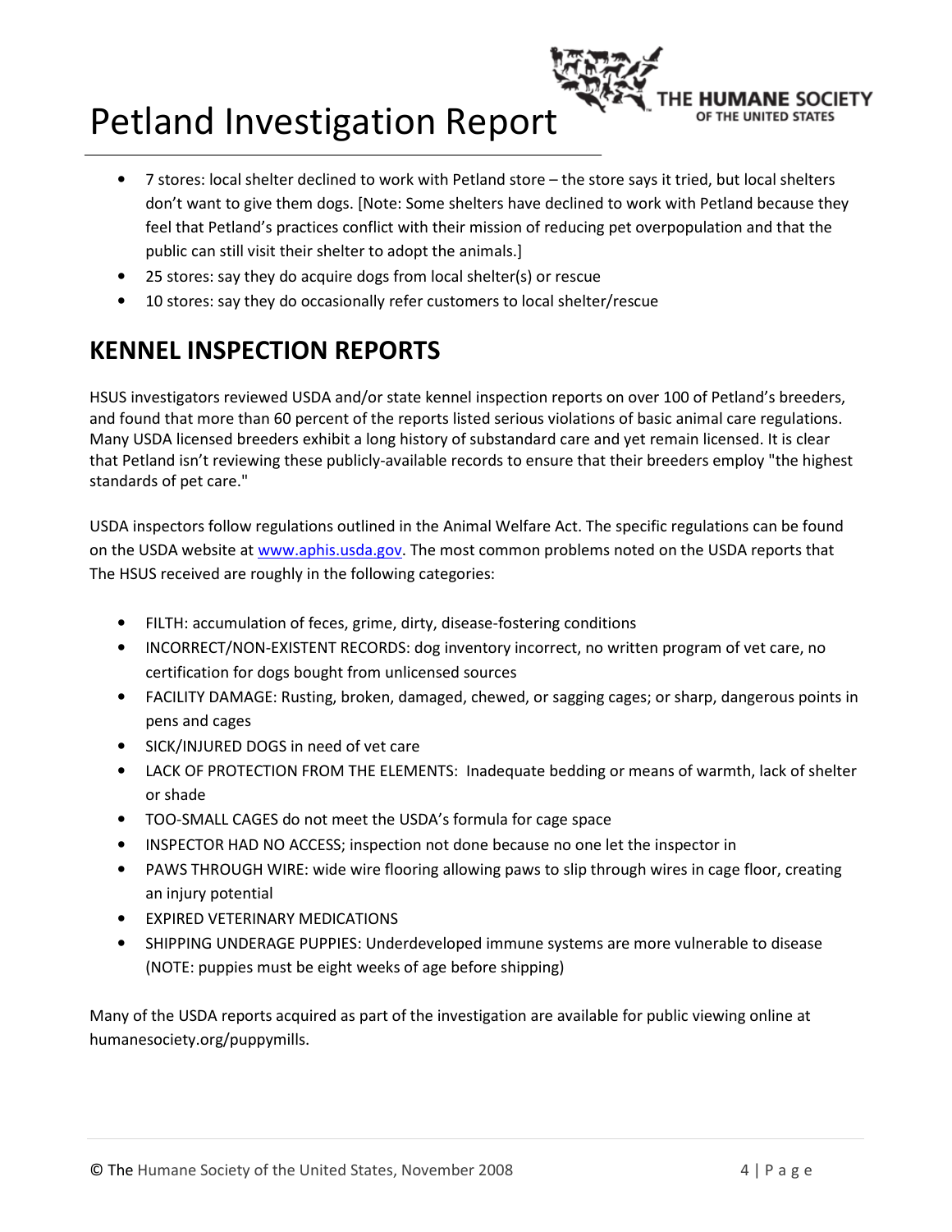- 7 stores: local shelter declined to work with Petland store – the store says it tried, but local shelters don't want to give them dogs. [Note: Some shelters have declined to work with Petland because they feel that Petland's practices conflict with their mission of reducing pet overpopulation and that the public can still visit their shelter to adopt the animals.]
- 25 stores: say they do acquire dogs from local shelter(s) or rescue
- 10 stores: say they do occasionally refer customers to local shelter/rescue

## KENNEL INSPECTION REPORTS

HSUS investigators reviewed USDA and/or state kennel inspection reports on over 100 of Petland's breeders, and found that more than 60 percent of the reports listed serious violations of basic animal care regulations. Many USDA licensed breeders exhibit a long history of substandard care and yet remain licensed. It is clear that Petland isn't reviewing these publicly-available records to ensure that their breeders employ "the highest standards of pet care."

USDA inspectors follow regulations outlined in the Animal Welfare Act. The specific regulations can be found on the USDA website at www.aphis.usda.gov. The most common problems noted on the USDA reports that The HSUS received are roughly in the following categories:

- FILTH: accumulation of feces, grime, dirty, disease-fostering conditions
- INCORRECT/NON-EXISTENT RECORDS: dog inventory incorrect, no written program of vet care, no certification for dogs bought from unlicensed sources
- FACILITY DAMAGE: Rusting, broken, damaged, chewed, or sagging cages; or sharp, dangerous points in pens and cages
- SICK/INJURED DOGS in need of vet care
- LACK OF PROTECTION FROM THE ELEMENTS: Inadequate bedding or means of warmth, lack of shelter or shade
- TOO-SMALL CAGES do not meet the USDA's formula for cage space
- INSPECTOR HAD NO ACCESS; inspection not done because no one let the inspector in
- PAWS THROUGH WIRE: wide wire flooring allowing paws to slip through wires in cage floor, creating an injury potential
- EXPIRED VETERINARY MEDICATIONS
- SHIPPING UNDERAGE PUPPIES: Underdeveloped immune systems are more vulnerable to disease (NOTE: puppies must be eight weeks of age before shipping)

Many of the USDA reports acquired as part of the investigation are available for public viewing online at humanesociety.org/puppymills.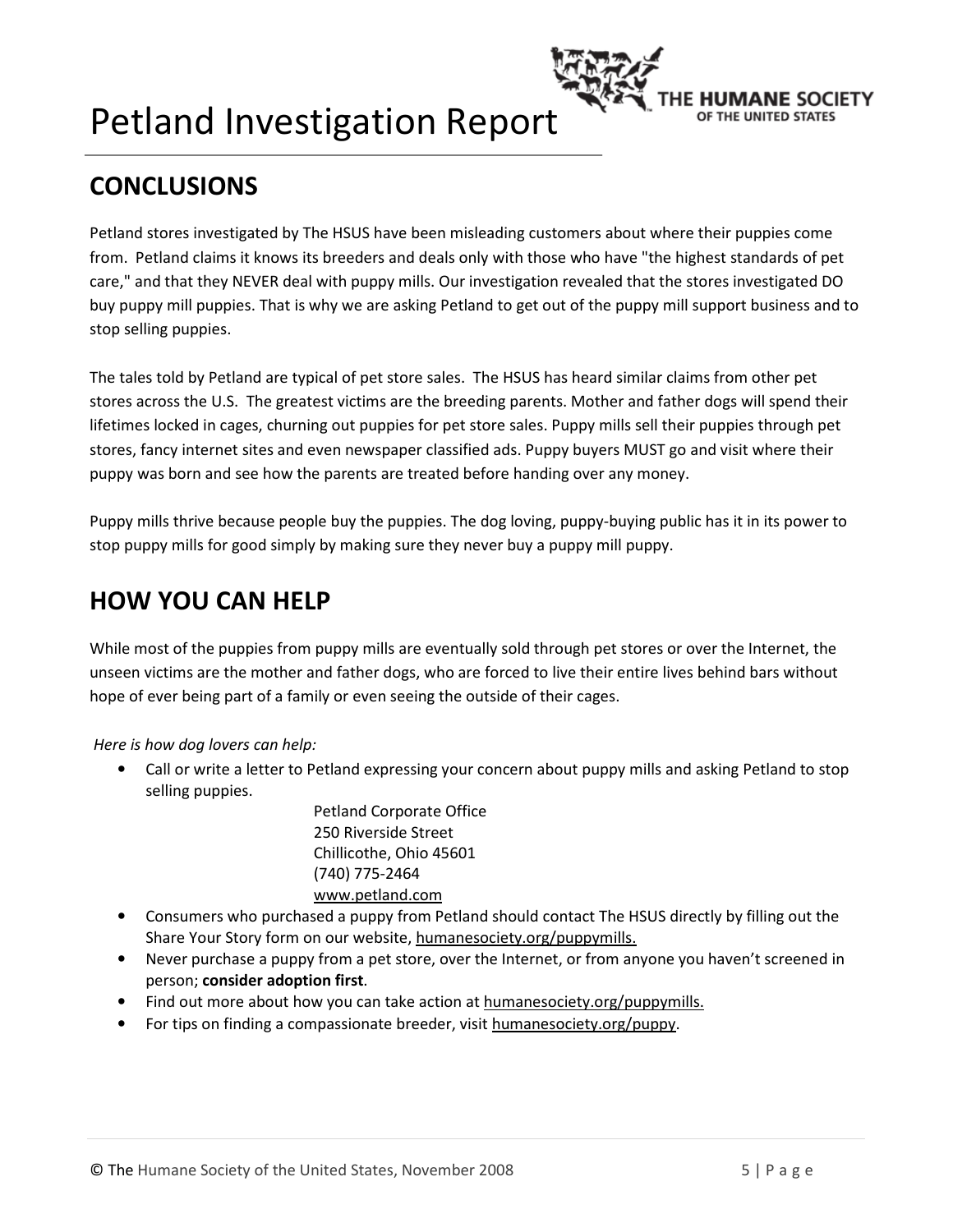# Petland Investigation Report

## CONCLUSIONS

Petland stores investigated by The HSUS have been misleading customers about where their puppies come from. Petland claims it knows its breeders and deals only with those who have "the highest standards of pet care," and that they NEVER deal with puppy mills. Our investigation revealed that the stores investigated DO buy puppy mill puppies. That is why we are asking Petland to get out of the puppy mill support business and to stop selling puppies.

The tales told by Petland are typical of pet store sales. The HSUS has heard similar claims from other pet stores across the U.S. The greatest victims are the breeding parents. Mother and father dogs will spend their lifetimes locked in cages, churning out puppies for pet store sales. Puppy mills sell their puppies through pet stores, fancy internet sites and even newspaper classified ads. Puppy buyers MUST go and visit where their puppy was born and see how the parents are treated before handing over any money.

Puppy mills thrive because people buy the puppies. The dog loving, puppy-buying public has it in its power to stop puppy mills for good simply by making sure they never buy a puppy mill puppy.

## HOW YOU CAN HELP

While most of the puppies from puppy mills are eventually sold through pet stores or over the Internet, the unseen victims are the mother and father dogs, who are forced to live their entire lives behind bars without hope of ever being part of a family or even seeing the outside of their cages.

*Here is how dog lovers can help:*

- Call or write a letter to Petland expressing your concern about puppy mills and asking Petland to stop selling puppies.

  Petland Corporate Office
  250 Riverside Street
  Chillicothe, Ohio 45601
  (740) 775-2464
  www.petland.com
- Consumers who purchased a puppy from Petland should contact The HSUS directly by filling out the Share Your Story form on our website, humanesociety.org/puppymills.
- Never purchase a puppy from a pet store, over the Internet, or from anyone you haven't screened in person; **consider adoption first**.
- Find out more about how you can take action at humanesociety.org/puppymills.
- For tips on finding a compassionate breeder, visit humanesociety.org/puppy.

© The Humane Society of the United States, November 2008